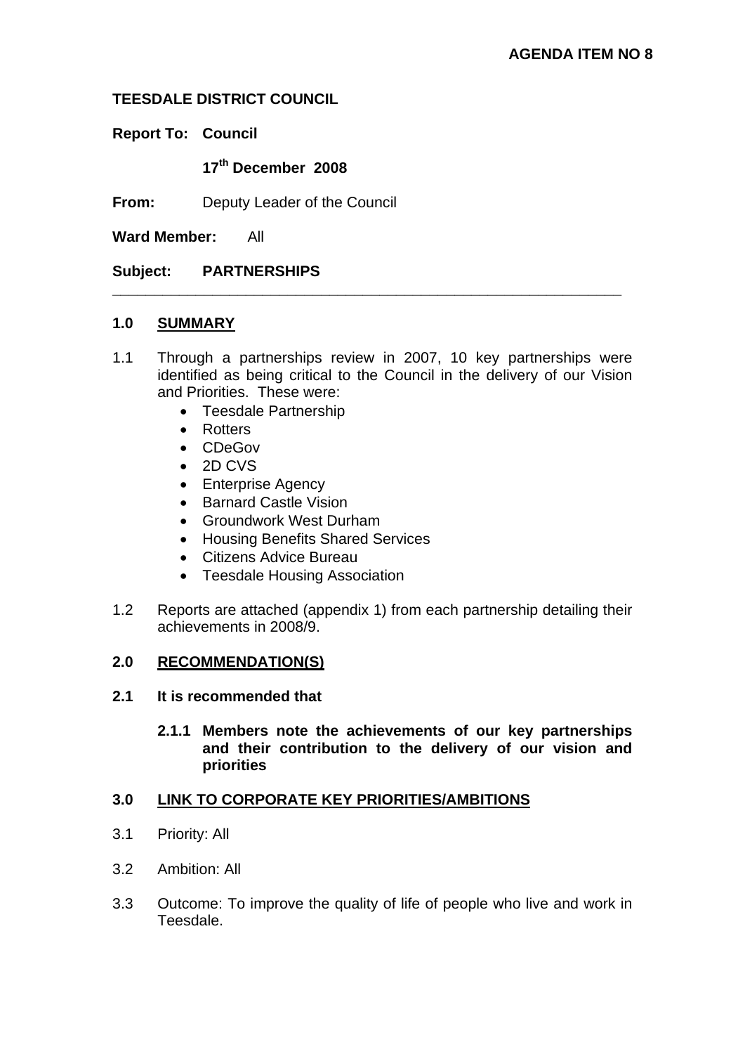**AGENDA ITEM NO 8**

**TEESDALE DISTRICT COUNCIL**

**Report To: Council**

**17th December 2008**

**From:** Deputy Leader of the Council

**Ward Member:** All

**Subject: PARTNERSHIPS**

---

## 1.0 SUMMARY

1.1 Through a partnerships review in 2007, 10 key partnerships were identified as being critical to the Council in the delivery of our Vision and Priorities. These were:

- Teesdale Partnership
- Rotters
- CDeGov
- 2D CVS
- Enterprise Agency
- Barnard Castle Vision
- Groundwork West Durham
- Housing Benefits Shared Services
- Citizens Advice Bureau
- Teesdale Housing Association

1.2 Reports are attached (appendix 1) from each partnership detailing their achievements in 2008/9.

## 2.0 RECOMMENDATION(S)

**2.1 It is recommended that**

**2.1.1 Members note the achievements of our key partnerships and their contribution to the delivery of our vision and priorities**

## 3.0 LINK TO CORPORATE KEY PRIORITIES/AMBITIONS

3.1 Priority: All

3.2 Ambition: All

3.3 Outcome: To improve the quality of life of people who live and work in Teesdale.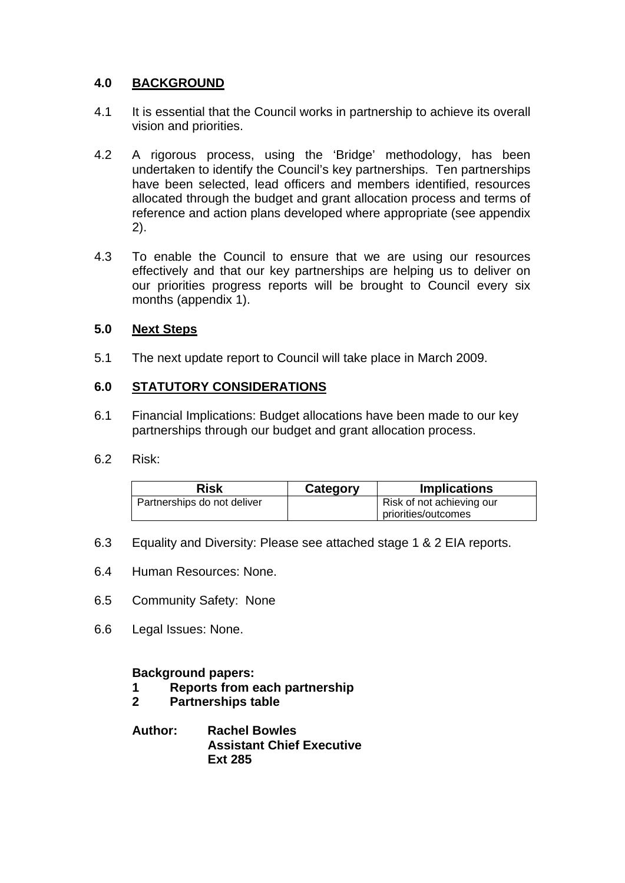## 4.0 BACKGROUND

4.1 It is essential that the Council works in partnership to achieve its overall vision and priorities.

4.2 A rigorous process, using the 'Bridge' methodology, has been undertaken to identify the Council's key partnerships. Ten partnerships have been selected, lead officers and members identified, resources allocated through the budget and grant allocation process and terms of reference and action plans developed where appropriate (see appendix 2).

4.3 To enable the Council to ensure that we are using our resources effectively and that our key partnerships are helping us to deliver on our priorities progress reports will be brought to Council every six months (appendix 1).

## 5.0 Next Steps

5.1 The next update report to Council will take place in March 2009.

## 6.0 STATUTORY CONSIDERATIONS

6.1 Financial Implications: Budget allocations have been made to our key partnerships through our budget and grant allocation process.

6.2 Risk:

| Risk | Category | Implications |
|---|---|---|
| Partnerships do not deliver | | Risk of not achieving our priorities/outcomes |

6.3 Equality and Diversity: Please see attached stage 1 & 2 EIA reports.

6.4 Human Resources: None.

6.5 Community Safety: None

6.6 Legal Issues: None.

**Background papers:**
**1 Reports from each partnership**
**2 Partnerships table**

**Author: Rachel Bowles**
**Assistant Chief Executive**
**Ext 285**